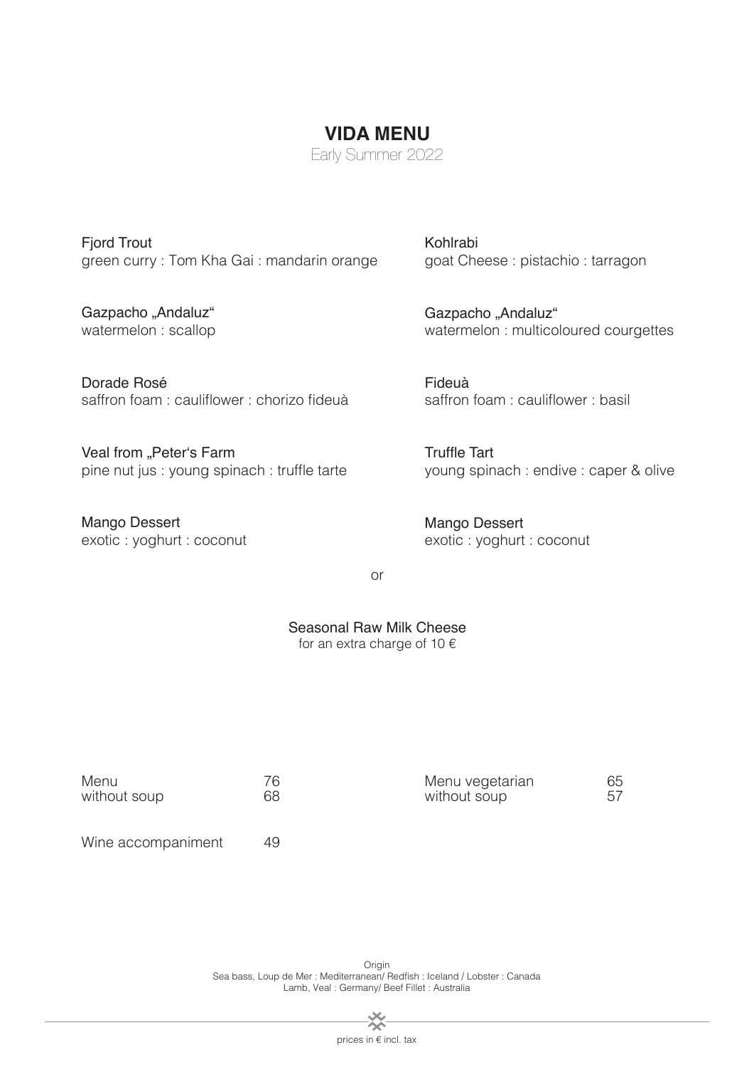# VIDA MENU

Early Summer 2022

Fjord Trout
green curry : Tom Kha Gai : mandarin orange

Gazpacho „Andaluz“
watermelon : scallop

Dorade Rosé
saffron foam : cauliflower : chorizo fideuà

Veal from „Peter‘s Farm
pine nut jus : young spinach : truffle tarte

Mango Dessert
exotic : yoghurt : coconut

Kohlrabi
goat Cheese : pistachio : tarragon

Gazpacho „Andaluz“
watermelon : multicoloured courgettes

Fideuà
saffron foam : cauliflower : basil

Truffle Tart
young spinach : endive : caper & olive

Mango Dessert
exotic : yoghurt : coconut

or

Seasonal Raw Milk Cheese
for an extra charge of 10 €

| | | | |
|---|---|---|---|
| Menu | 76 | Menu vegetarian | 65 |
| without soup | 68 | without soup | 57 |

Wine accompaniment 49

Origin
Sea bass, Loup de Mer : Mediterranean/ Redfish : Iceland / Lobster : Canada
Lamb, Veal : Germany/ Beef Fillet : Australia

prices in € incl. tax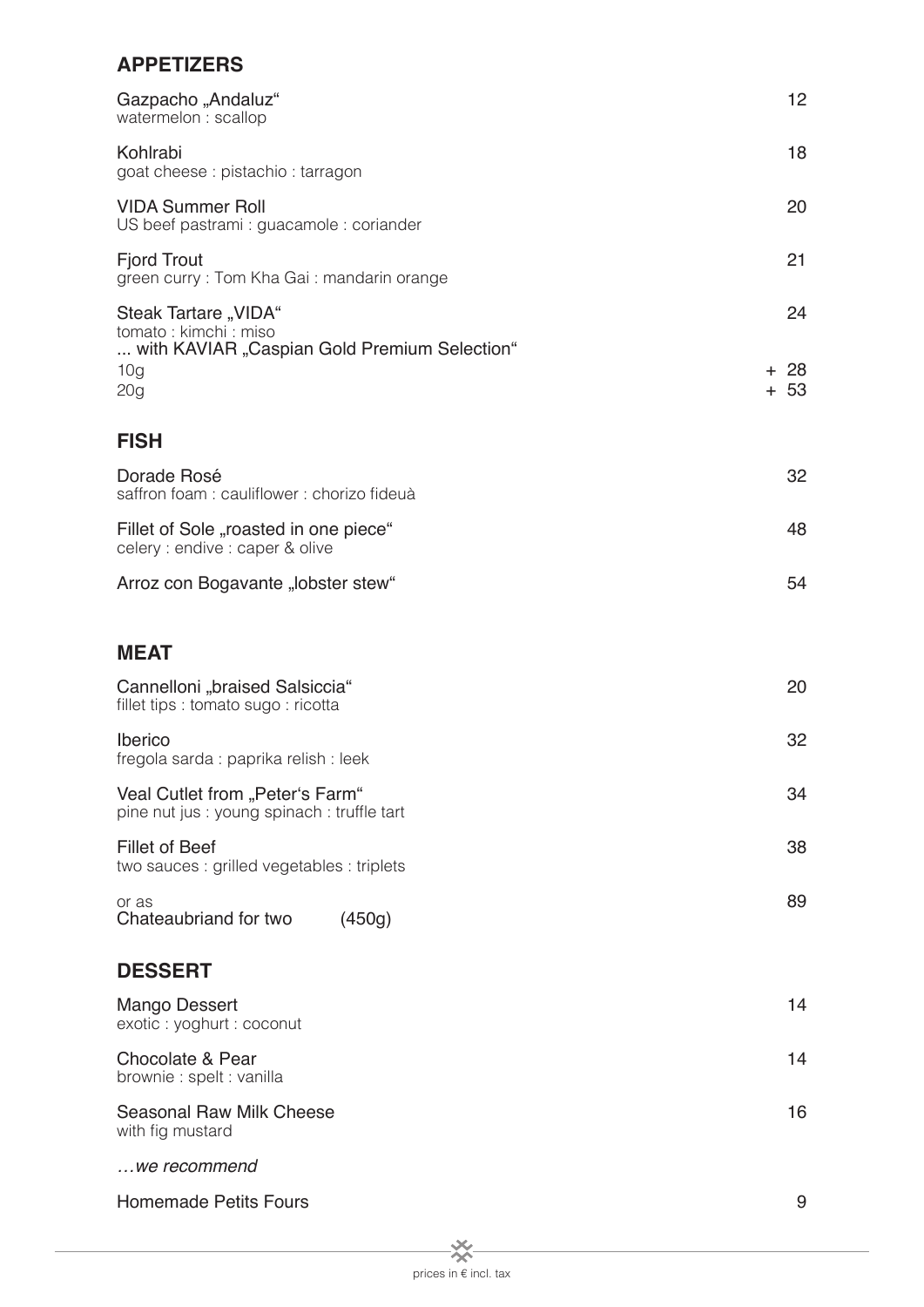## APPETIZERS

| | |
|---|---|
| Gazpacho „Andaluz“<br>watermelon : scallop | 12 |
| Kohlrabi<br>goat cheese : pistachio : tarragon | 18 |
| VIDA Summer Roll<br>US beef pastrami : guacamole : coriander | 20 |
| Fjord Trout<br>green curry : Tom Kha Gai : mandarin orange | 21 |
| Steak Tartare „VIDA“<br>tomato : kimchi : miso | 24 |
| ... with KAVIAR „Caspian Gold Premium Selection“ | |
| 10g | + 28 |
| 20g | + 53 |

## FISH

| | |
|---|---|
| Dorade Rosé<br>saffron foam : cauliflower : chorizo fideuà | 32 |
| Fillet of Sole „roasted in one piece“<br>celery : endive : caper & olive | 48 |
| Arroz con Bogavante „lobster stew“ | 54 |

## MEAT

| | |
|---|---|
| Cannelloni „braised Salsiccia“<br>fillet tips : tomato sugo : ricotta | 20 |
| Iberico<br>fregola sarda : paprika relish : leek | 32 |
| Veal Cutlet from „Peter‘s Farm“<br>pine nut jus : young spinach : truffle tart | 34 |
| Fillet of Beef<br>two sauces : grilled vegetables : triplets | 38 |
| or as<br>Chateaubriand for two (450g) | 89 |

## DESSERT

| | |
|---|---|
| Mango Dessert<br>exotic : yoghurt : coconut | 14 |
| Chocolate & Pear<br>brownie : spelt : vanilla | 14 |
| Seasonal Raw Milk Cheese<br>with fig mustard | 16 |

*…we recommend*

| | |
|---|---|
| Homemade Petits Fours | 9 |

prices in € incl. tax